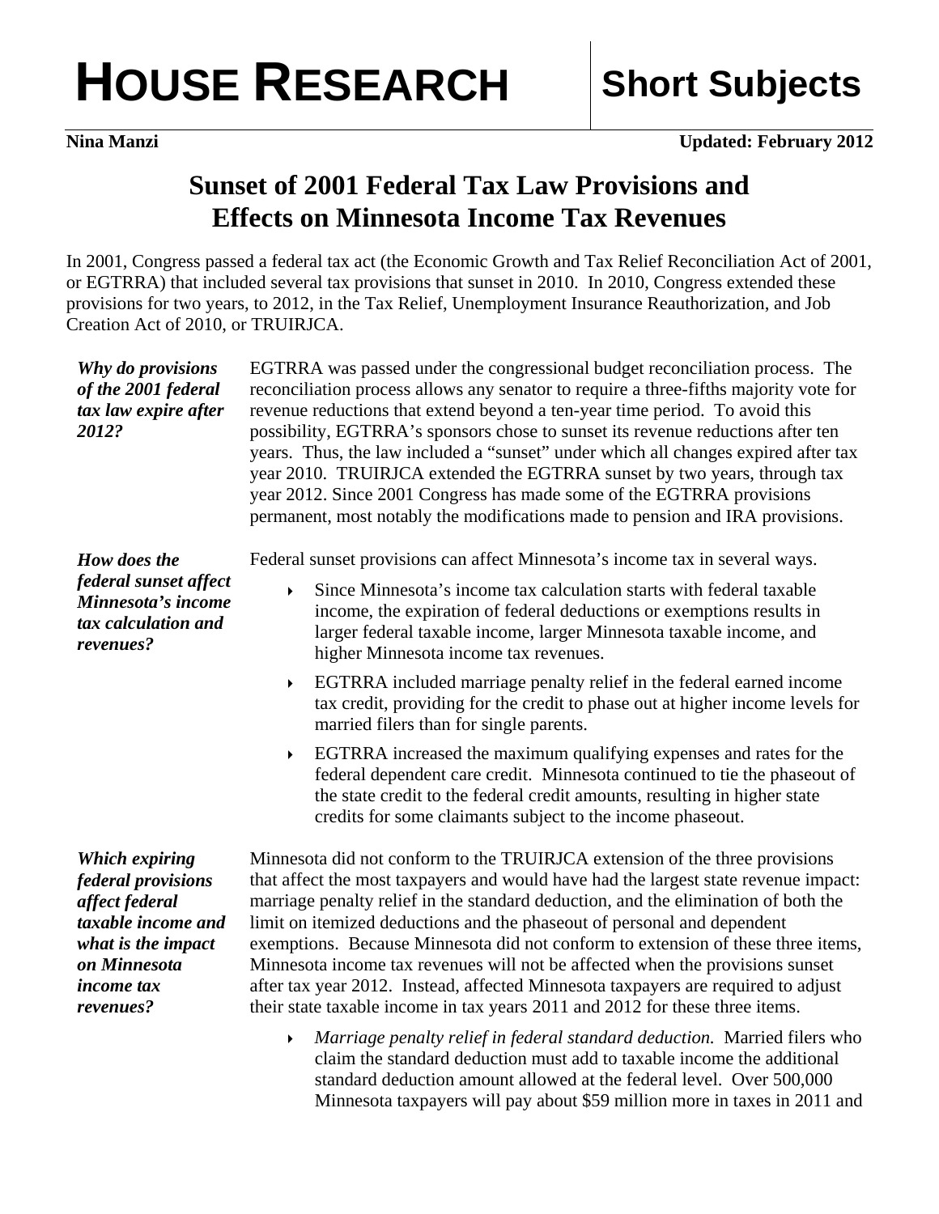# HOUSE RESEARCH — Short Subjects

**Nina Manzi** **Updated: February 2012**

# Sunset of 2001 Federal Tax Law Provisions and Effects on Minnesota Income Tax Revenues

In 2001, Congress passed a federal tax act (the Economic Growth and Tax Relief Reconciliation Act of 2001, or EGTRRA) that included several tax provisions that sunset in 2010. In 2010, Congress extended these provisions for two years, to 2012, in the Tax Relief, Unemployment Insurance Reauthorization, and Job Creation Act of 2010, or TRUIRJCA.

***Why do provisions of the 2001 federal tax law expire after 2012?***

EGTRRA was passed under the congressional budget reconciliation process. The reconciliation process allows any senator to require a three-fifths majority vote for revenue reductions that extend beyond a ten-year time period. To avoid this possibility, EGTRRA's sponsors chose to sunset its revenue reductions after ten years. Thus, the law included a "sunset" under which all changes expired after tax year 2010. TRUIRJCA extended the EGTRRA sunset by two years, through tax year 2012. Since 2001 Congress has made some of the EGTRRA provisions permanent, most notably the modifications made to pension and IRA provisions.

***How does the federal sunset affect Minnesota's income tax calculation and revenues?***

Federal sunset provisions can affect Minnesota's income tax in several ways.

- Since Minnesota's income tax calculation starts with federal taxable income, the expiration of federal deductions or exemptions results in larger federal taxable income, larger Minnesota taxable income, and higher Minnesota income tax revenues.
- EGTRRA included marriage penalty relief in the federal earned income tax credit, providing for the credit to phase out at higher income levels for married filers than for single parents.
- EGTRRA increased the maximum qualifying expenses and rates for the federal dependent care credit. Minnesota continued to tie the phaseout of the state credit to the federal credit amounts, resulting in higher state credits for some claimants subject to the income phaseout.

***Which expiring federal provisions affect federal taxable income and what is the impact on Minnesota income tax revenues?***

Minnesota did not conform to the TRUIRJCA extension of the three provisions that affect the most taxpayers and would have had the largest state revenue impact: marriage penalty relief in the standard deduction, and the elimination of both the limit on itemized deductions and the phaseout of personal and dependent exemptions. Because Minnesota did not conform to extension of these three items, Minnesota income tax revenues will not be affected when the provisions sunset after tax year 2012. Instead, affected Minnesota taxpayers are required to adjust their state taxable income in tax years 2011 and 2012 for these three items.

- *Marriage penalty relief in federal standard deduction.* Married filers who claim the standard deduction must add to taxable income the additional standard deduction amount allowed at the federal level. Over 500,000 Minnesota taxpayers will pay about $59 million more in taxes in 2011 and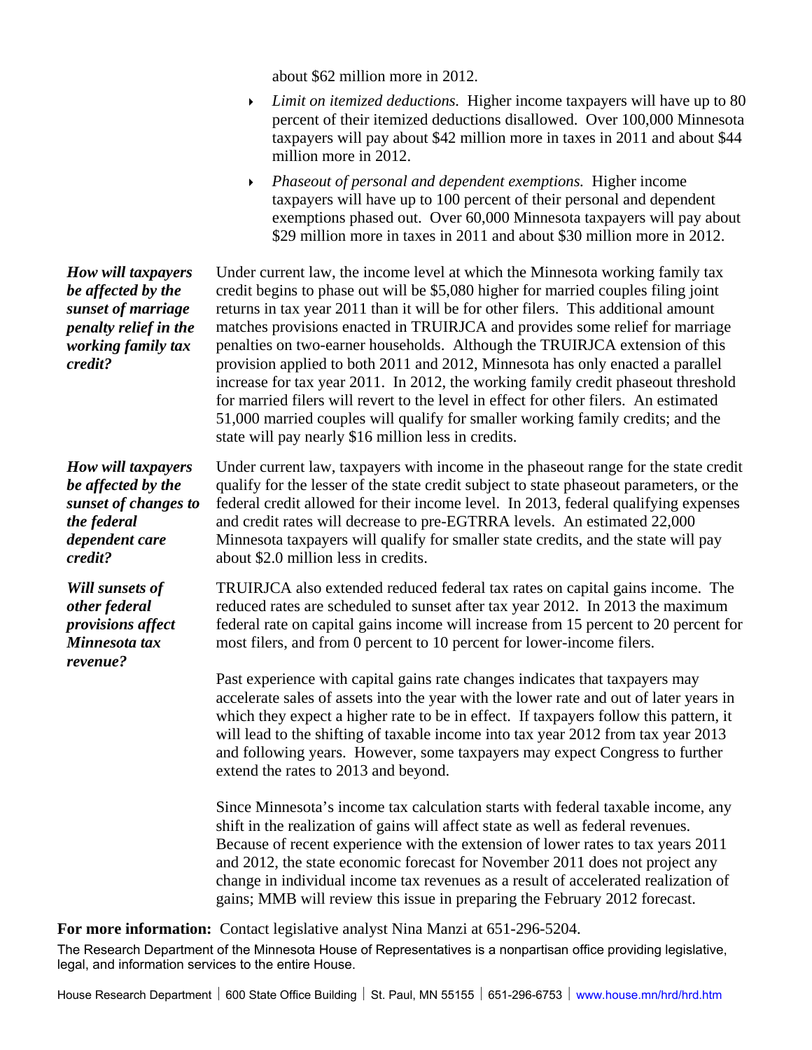about $62 million more in 2012.

- *Limit on itemized deductions.* Higher income taxpayers will have up to 80 percent of their itemized deductions disallowed. Over 100,000 Minnesota taxpayers will pay about $42 million more in taxes in 2011 and about $44 million more in 2012.
- *Phaseout of personal and dependent exemptions.* Higher income taxpayers will have up to 100 percent of their personal and dependent exemptions phased out. Over 60,000 Minnesota taxpayers will pay about $29 million more in taxes in 2011 and about $30 million more in 2012.

***How will taxpayers be affected by the sunset of marriage penalty relief in the working family tax credit?***

Under current law, the income level at which the Minnesota working family tax credit begins to phase out will be $5,080 higher for married couples filing joint returns in tax year 2011 than it will be for other filers. This additional amount matches provisions enacted in TRUIRJCA and provides some relief for marriage penalties on two-earner households. Although the TRUIRJCA extension of this provision applied to both 2011 and 2012, Minnesota has only enacted a parallel increase for tax year 2011. In 2012, the working family credit phaseout threshold for married filers will revert to the level in effect for other filers. An estimated 51,000 married couples will qualify for smaller working family credits; and the state will pay nearly $16 million less in credits.

***How will taxpayers be affected by the sunset of changes to the federal dependent care credit?***

Under current law, taxpayers with income in the phaseout range for the state credit qualify for the lesser of the state credit subject to state phaseout parameters, or the federal credit allowed for their income level. In 2013, federal qualifying expenses and credit rates will decrease to pre-EGTRRA levels. An estimated 22,000 Minnesota taxpayers will qualify for smaller state credits, and the state will pay about $2.0 million less in credits.

***Will sunsets of other federal provisions affect Minnesota tax revenue?***

TRUIRJCA also extended reduced federal tax rates on capital gains income. The reduced rates are scheduled to sunset after tax year 2012. In 2013 the maximum federal rate on capital gains income will increase from 15 percent to 20 percent for most filers, and from 0 percent to 10 percent for lower-income filers.

Past experience with capital gains rate changes indicates that taxpayers may accelerate sales of assets into the year with the lower rate and out of later years in which they expect a higher rate to be in effect. If taxpayers follow this pattern, it will lead to the shifting of taxable income into tax year 2012 from tax year 2013 and following years. However, some taxpayers may expect Congress to further extend the rates to 2013 and beyond.

Since Minnesota's income tax calculation starts with federal taxable income, any shift in the realization of gains will affect state as well as federal revenues. Because of recent experience with the extension of lower rates to tax years 2011 and 2012, the state economic forecast for November 2011 does not project any change in individual income tax revenues as a result of accelerated realization of gains; MMB will review this issue in preparing the February 2012 forecast.

**For more information:** Contact legislative analyst Nina Manzi at 651-296-5204.

The Research Department of the Minnesota House of Representatives is a nonpartisan office providing legislative, legal, and information services to the entire House.

House Research Department | 600 State Office Building | St. Paul, MN 55155 | 651-296-6753 | www.house.mn/hrd/hrd.htm